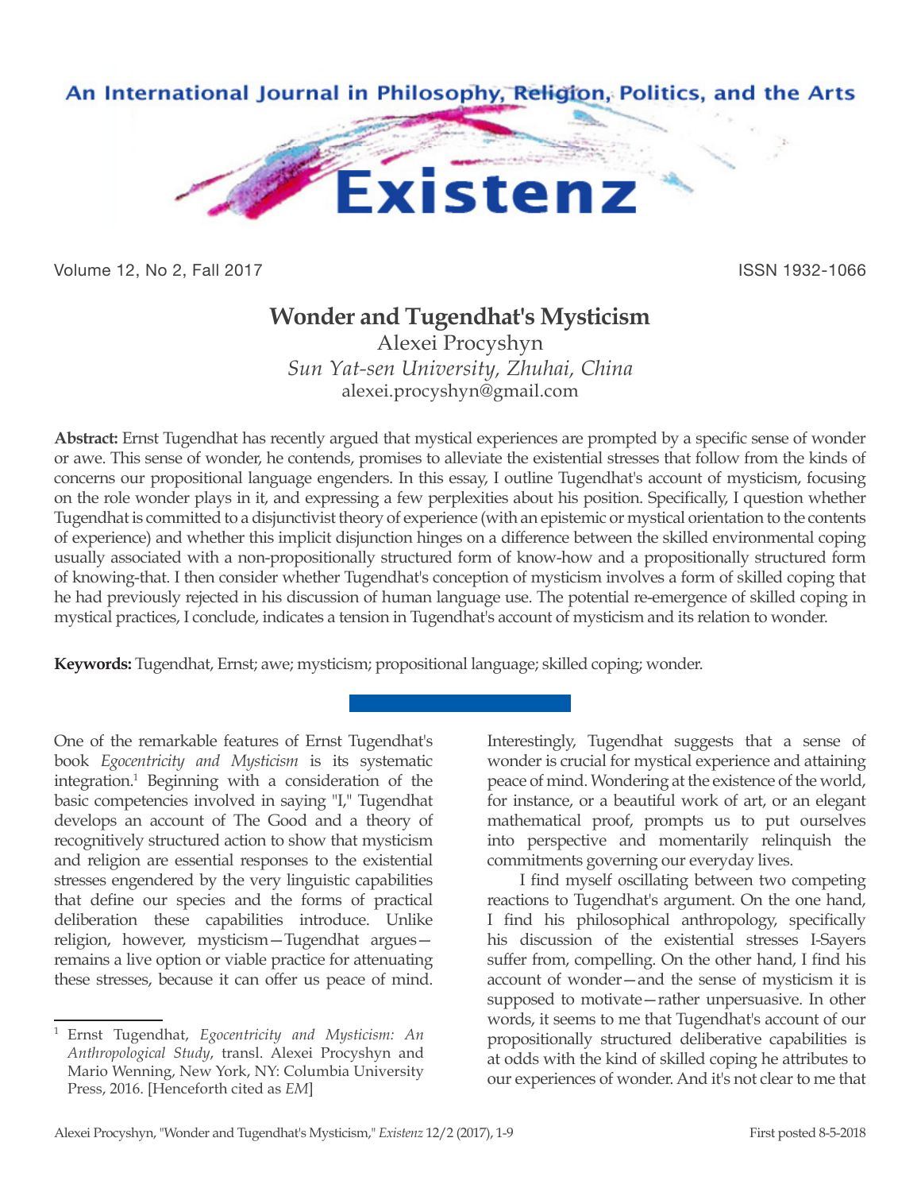# Wonder and Tugendhat's Mysticism

Alexei Procyshyn

*Sun Yat-sen University, Zhuhai, China*

alexei.procyshyn@gmail.com

**Abstract:** Ernst Tugendhat has recently argued that mystical experiences are prompted by a specific sense of wonder or awe. This sense of wonder, he contends, promises to alleviate the existential stresses that follow from the kinds of concerns our propositional language engenders. In this essay, I outline Tugendhat's account of mysticism, focusing on the role wonder plays in it, and expressing a few perplexities about his position. Specifically, I question whether Tugendhat is committed to a disjunctivist theory of experience (with an epistemic or mystical orientation to the contents of experience) and whether this implicit disjunction hinges on a difference between the skilled environmental coping usually associated with a non-propositionally structured form of know-how and a propositionally structured form of knowing-that. I then consider whether Tugendhat's conception of mysticism involves a form of skilled coping that he had previously rejected in his discussion of human language use. The potential re-emergence of skilled coping in mystical practices, I conclude, indicates a tension in Tugendhat's account of mysticism and its relation to wonder.

**Keywords:** Tugendhat, Ernst; awe; mysticism; propositional language; skilled coping; wonder.

One of the remarkable features of Ernst Tugendhat's book *Egocentricity and Mysticism* is its systematic integration.[1] Beginning with a consideration of the basic competencies involved in saying "I," Tugendhat develops an account of The Good and a theory of recognitively structured action to show that mysticism and religion are essential responses to the existential stresses engendered by the very linguistic capabilities that define our species and the forms of practical deliberation these capabilities introduce. Unlike religion, however, mysticism—Tugendhat argues—remains a live option or viable practice for attenuating these stresses, because it can offer us peace of mind. Interestingly, Tugendhat suggests that a sense of wonder is crucial for mystical experience and attaining peace of mind. Wondering at the existence of the world, for instance, or a beautiful work of art, or an elegant mathematical proof, prompts us to put ourselves into perspective and momentarily relinquish the commitments governing our everyday lives.

I find myself oscillating between two competing reactions to Tugendhat's argument. On the one hand, I find his philosophical anthropology, specifically his discussion of the existential stresses I-Sayers suffer from, compelling. On the other hand, I find his account of wonder—and the sense of mysticism it is supposed to motivate—rather unpersuasive. In other words, it seems to me that Tugendhat's account of our propositionally structured deliberative capabilities is at odds with the kind of skilled coping he attributes to our experiences of wonder. And it's not clear to me that

---

[1] Ernst Tugendhat, *Egocentricity and Mysticism: An Anthropological Study*, transl. Alexei Procyshyn and Mario Wenning, New York, NY: Columbia University Press, 2016. [Henceforth cited as *EM*]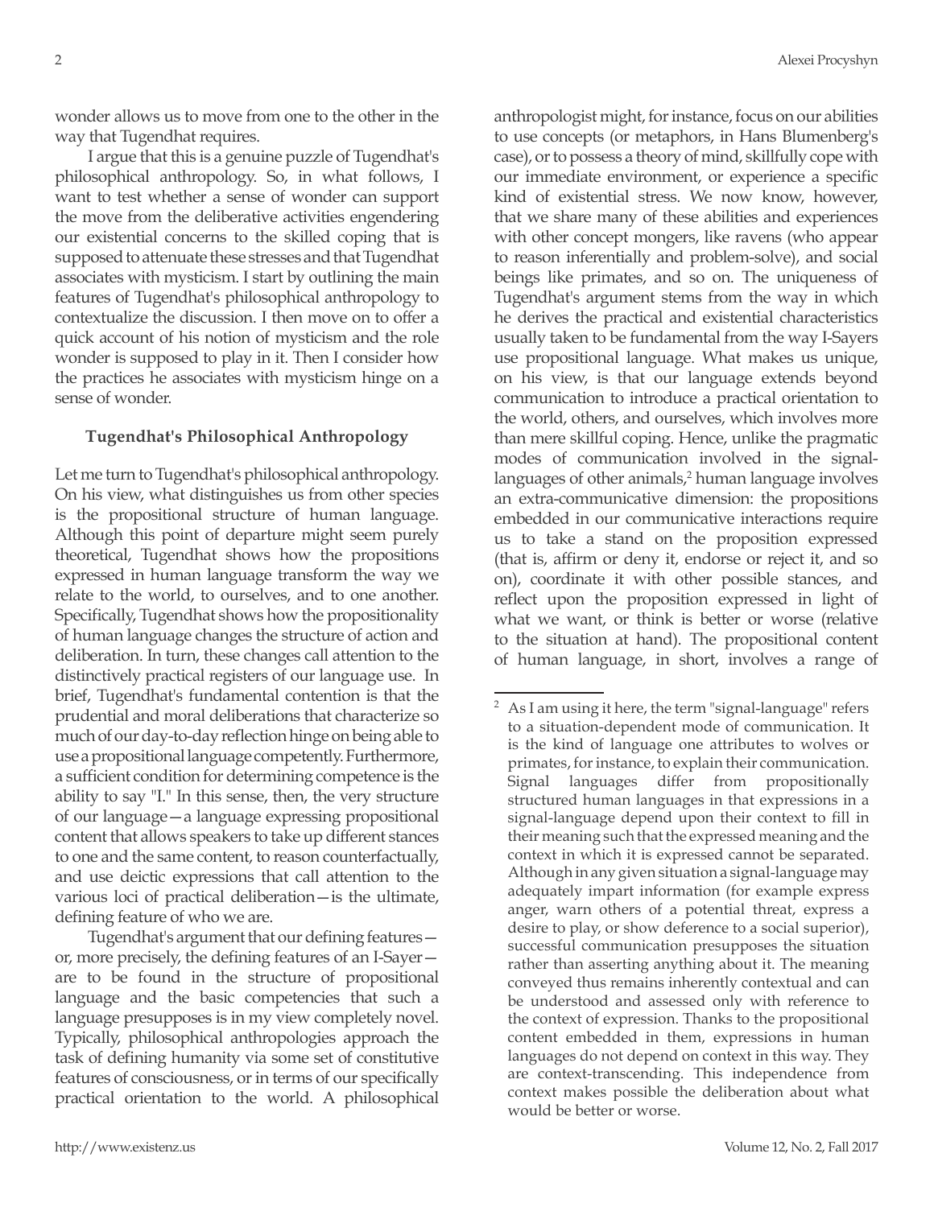wonder allows us to move from one to the other in the way that Tugendhat requires.

I argue that this is a genuine puzzle of Tugendhat's philosophical anthropology. So, in what follows, I want to test whether a sense of wonder can support the move from the deliberative activities engendering our existential concerns to the skilled coping that is supposed to attenuate these stresses and that Tugendhat associates with mysticism. I start by outlining the main features of Tugendhat's philosophical anthropology to contextualize the discussion. I then move on to offer a quick account of his notion of mysticism and the role wonder is supposed to play in it. Then I consider how the practices he associates with mysticism hinge on a sense of wonder.

## Tugendhat's Philosophical Anthropology

Let me turn to Tugendhat's philosophical anthropology. On his view, what distinguishes us from other species is the propositional structure of human language. Although this point of departure might seem purely theoretical, Tugendhat shows how the propositions expressed in human language transform the way we relate to the world, to ourselves, and to one another. Specifically, Tugendhat shows how the propositionality of human language changes the structure of action and deliberation. In turn, these changes call attention to the distinctively practical registers of our language use. In brief, Tugendhat's fundamental contention is that the prudential and moral deliberations that characterize so much of our day-to-day reflection hinge on being able to use a propositional language competently. Furthermore, a sufficient condition for determining competence is the ability to say "I." In this sense, then, the very structure of our language—a language expressing propositional content that allows speakers to take up different stances to one and the same content, to reason counterfactually, and use deictic expressions that call attention to the various loci of practical deliberation—is the ultimate, defining feature of who we are.

Tugendhat's argument that our defining features—or, more precisely, the defining features of an I-Sayer—are to be found in the structure of propositional language and the basic competencies that such a language presupposes is in my view completely novel. Typically, philosophical anthropologies approach the task of defining humanity via some set of constitutive features of consciousness, or in terms of our specifically practical orientation to the world. A philosophical anthropologist might, for instance, focus on our abilities to use concepts (or metaphors, in Hans Blumenberg's case), or to possess a theory of mind, skillfully cope with our immediate environment, or experience a specific kind of existential stress. We now know, however, that we share many of these abilities and experiences with other concept mongers, like ravens (who appear to reason inferentially and problem-solve), and social beings like primates, and so on. The uniqueness of Tugendhat's argument stems from the way in which he derives the practical and existential characteristics usually taken to be fundamental from the way I-Sayers use propositional language. What makes us unique, on his view, is that our language extends beyond communication to introduce a practical orientation to the world, others, and ourselves, which involves more than mere skillful coping. Hence, unlike the pragmatic modes of communication involved in the signal-languages of other animals,[2] human language involves an extra-communicative dimension: the propositions embedded in our communicative interactions require us to take a stand on the proposition expressed (that is, affirm or deny it, endorse or reject it, and so on), coordinate it with other possible stances, and reflect upon the proposition expressed in light of what we want, or think is better or worse (relative to the situation at hand). The propositional content of human language, in short, involves a range of

[2] As I am using it here, the term "signal-language" refers to a situation-dependent mode of communication. It is the kind of language one attributes to wolves or primates, for instance, to explain their communication. Signal languages differ from propositionally structured human languages in that expressions in a signal-language depend upon their context to fill in their meaning such that the expressed meaning and the context in which it is expressed cannot be separated. Although in any given situation a signal-language may adequately impart information (for example express anger, warn others of a potential threat, express a desire to play, or show deference to a social superior), successful communication presupposes the situation rather than asserting anything about it. The meaning conveyed thus remains inherently contextual and can be understood and assessed only with reference to the context of expression. Thanks to the propositional content embedded in them, expressions in human languages do not depend on context in this way. They are context-transcending. This independence from context makes possible the deliberation about what would be better or worse.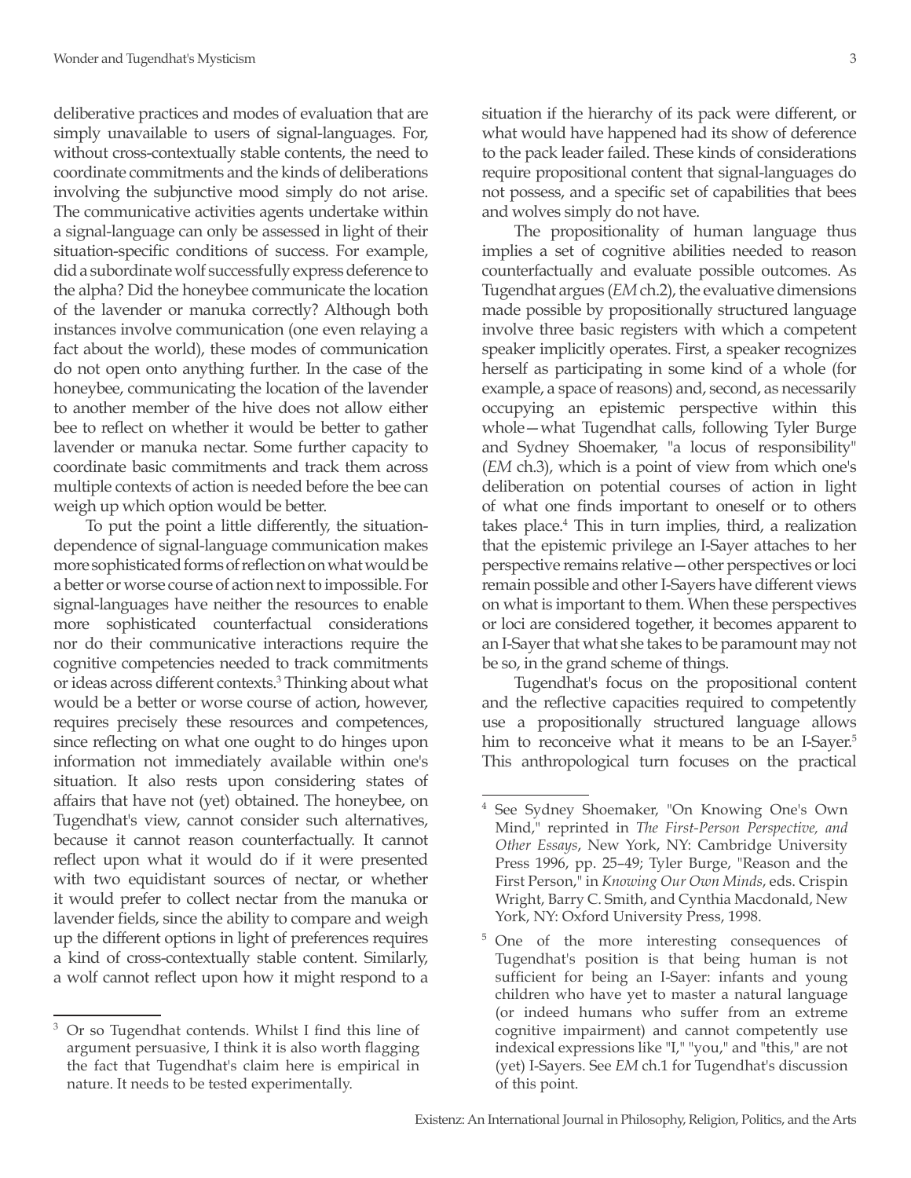deliberative practices and modes of evaluation that are simply unavailable to users of signal-languages. For, without cross-contextually stable contents, the need to coordinate commitments and the kinds of deliberations involving the subjunctive mood simply do not arise. The communicative activities agents undertake within a signal-language can only be assessed in light of their situation-specific conditions of success. For example, did a subordinate wolf successfully express deference to the alpha? Did the honeybee communicate the location of the lavender or manuka correctly? Although both instances involve communication (one even relaying a fact about the world), these modes of communication do not open onto anything further. In the case of the honeybee, communicating the location of the lavender to another member of the hive does not allow either bee to reflect on whether it would be better to gather lavender or manuka nectar. Some further capacity to coordinate basic commitments and track them across multiple contexts of action is needed before the bee can weigh up which option would be better.

To put the point a little differently, the situation-dependence of signal-language communication makes more sophisticated forms of reflection on what would be a better or worse course of action next to impossible. For signal-languages have neither the resources to enable more sophisticated counterfactual considerations nor do their communicative interactions require the cognitive competencies needed to track commitments or ideas across different contexts.[3] Thinking about what would be a better or worse course of action, however, requires precisely these resources and competences, since reflecting on what one ought to do hinges upon information not immediately available within one's situation. It also rests upon considering states of affairs that have not (yet) obtained. The honeybee, on Tugendhat's view, cannot consider such alternatives, because it cannot reason counterfactually. It cannot reflect upon what it would do if it were presented with two equidistant sources of nectar, or whether it would prefer to collect nectar from the manuka or lavender fields, since the ability to compare and weigh up the different options in light of preferences requires a kind of cross-contextually stable content. Similarly, a wolf cannot reflect upon how it might respond to a situation if the hierarchy of its pack were different, or what would have happened had its show of deference to the pack leader failed. These kinds of considerations require propositional content that signal-languages do not possess, and a specific set of capabilities that bees and wolves simply do not have.

The propositionality of human language thus implies a set of cognitive abilities needed to reason counterfactually and evaluate possible outcomes. As Tugendhat argues (*EM* ch.2), the evaluative dimensions made possible by propositionally structured language involve three basic registers with which a competent speaker implicitly operates. First, a speaker recognizes herself as participating in some kind of a whole (for example, a space of reasons) and, second, as necessarily occupying an epistemic perspective within this whole—what Tugendhat calls, following Tyler Burge and Sydney Shoemaker, "a locus of responsibility" (*EM* ch.3), which is a point of view from which one's deliberation on potential courses of action in light of what one finds important to oneself or to others takes place.[4] This in turn implies, third, a realization that the epistemic privilege an I-Sayer attaches to her perspective remains relative—other perspectives or loci remain possible and other I-Sayers have different views on what is important to them. When these perspectives or loci are considered together, it becomes apparent to an I-Sayer that what she takes to be paramount may not be so, in the grand scheme of things.

Tugendhat's focus on the propositional content and the reflective capacities required to competently use a propositionally structured language allows him to reconceive what it means to be an I-Sayer.[5] This anthropological turn focuses on the practical

---

[3] Or so Tugendhat contends. Whilst I find this line of argument persuasive, I think it is also worth flagging the fact that Tugendhat's claim here is empirical in nature. It needs to be tested experimentally.

[4] See Sydney Shoemaker, "On Knowing One's Own Mind," reprinted in *The First-Person Perspective, and Other Essays*, New York, NY: Cambridge University Press 1996, pp. 25–49; Tyler Burge, "Reason and the First Person," in *Knowing Our Own Minds*, eds. Crispin Wright, Barry C. Smith, and Cynthia Macdonald, New York, NY: Oxford University Press, 1998.

[5] One of the more interesting consequences of Tugendhat's position is that being human is not sufficient for being an I-Sayer: infants and young children who have yet to master a natural language (or indeed humans who suffer from an extreme cognitive impairment) and cannot competently use indexical expressions like "I," "you," and "this," are not (yet) I-Sayers. See *EM* ch.1 for Tugendhat's discussion of this point.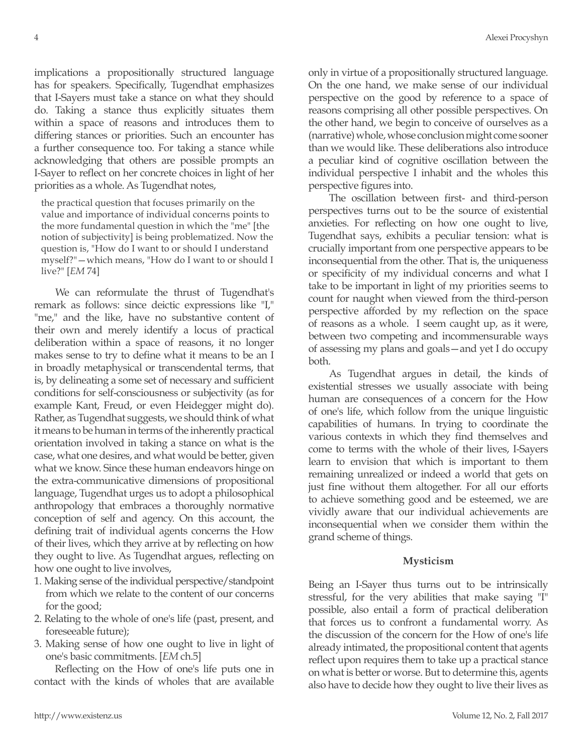implications a propositionally structured language has for speakers. Specifically, Tugendhat emphasizes that I-Sayers must take a stance on what they should do. Taking a stance thus explicitly situates them within a space of reasons and introduces them to differing stances or priorities. Such an encounter has a further consequence too. For taking a stance while acknowledging that others are possible prompts an I-Sayer to reflect on her concrete choices in light of her priorities as a whole. As Tugendhat notes,

> the practical question that focuses primarily on the value and importance of individual concerns points to the more fundamental question in which the "me" [the notion of subjectivity] is being problematized. Now the question is, "How do I want to or should I understand myself?"—which means, "How do I want to or should I live?" [*EM* 74]

We can reformulate the thrust of Tugendhat's remark as follows: since deictic expressions like "I," "me," and the like, have no substantive content of their own and merely identify a locus of practical deliberation within a space of reasons, it no longer makes sense to try to define what it means to be an I in broadly metaphysical or transcendental terms, that is, by delineating a some set of necessary and sufficient conditions for self-consciousness or subjectivity (as for example Kant, Freud, or even Heidegger might do). Rather, as Tugendhat suggests, we should think of what it means to be human in terms of the inherently practical orientation involved in taking a stance on what is the case, what one desires, and what would be better, given what we know. Since these human endeavors hinge on the extra-communicative dimensions of propositional language, Tugendhat urges us to adopt a philosophical anthropology that embraces a thoroughly normative conception of self and agency. On this account, the defining trait of individual agents concerns the How of their lives, which they arrive at by reflecting on how they ought to live. As Tugendhat argues, reflecting on how one ought to live involves,

1. Making sense of the individual perspective/standpoint from which we relate to the content of our concerns for the good;
2. Relating to the whole of one's life (past, present, and foreseeable future);
3. Making sense of how one ought to live in light of one's basic commitments. [*EM* ch.5]

Reflecting on the How of one's life puts one in contact with the kinds of wholes that are available only in virtue of a propositionally structured language. On the one hand, we make sense of our individual perspective on the good by reference to a space of reasons comprising all other possible perspectives. On the other hand, we begin to conceive of ourselves as a (narrative) whole, whose conclusion might come sooner than we would like. These deliberations also introduce a peculiar kind of cognitive oscillation between the individual perspective I inhabit and the wholes this perspective figures into.

The oscillation between first- and third-person perspectives turns out to be the source of existential anxieties. For reflecting on how one ought to live, Tugendhat says, exhibits a peculiar tension: what is crucially important from one perspective appears to be inconsequential from the other. That is, the uniqueness or specificity of my individual concerns and what I take to be important in light of my priorities seems to count for naught when viewed from the third-person perspective afforded by my reflection on the space of reasons as a whole. I seem caught up, as it were, between two competing and incommensurable ways of assessing my plans and goals—and yet I do occupy both.

As Tugendhat argues in detail, the kinds of existential stresses we usually associate with being human are consequences of a concern for the How of one's life, which follow from the unique linguistic capabilities of humans. In trying to coordinate the various contexts in which they find themselves and come to terms with the whole of their lives, I-Sayers learn to envision that which is important to them remaining unrealized or indeed a world that gets on just fine without them altogether. For all our efforts to achieve something good and be esteemed, we are vividly aware that our individual achievements are inconsequential when we consider them within the grand scheme of things.

## Mysticism

Being an I-Sayer thus turns out to be intrinsically stressful, for the very abilities that make saying "I" possible, also entail a form of practical deliberation that forces us to confront a fundamental worry. As the discussion of the concern for the How of one's life already intimated, the propositional content that agents reflect upon requires them to take up a practical stance on what is better or worse. But to determine this, agents also have to decide how they ought to live their lives as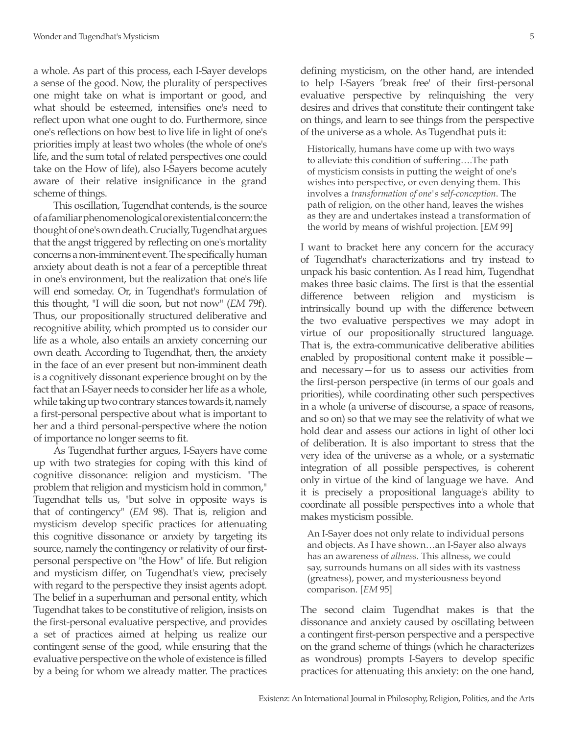a whole. As part of this process, each I-Sayer develops a sense of the good. Now, the plurality of perspectives one might take on what is important or good, and what should be esteemed, intensifies one's need to reflect upon what one ought to do. Furthermore, since one's reflections on how best to live life in light of one's priorities imply at least two wholes (the whole of one's life, and the sum total of related perspectives one could take on the How of life), also I-Sayers become acutely aware of their relative insignificance in the grand scheme of things.

This oscillation, Tugendhat contends, is the source of a familiar phenomenological or existential concern: the thought of one's own death. Crucially, Tugendhat argues that the angst triggered by reflecting on one's mortality concerns a non-imminent event. The specifically human anxiety about death is not a fear of a perceptible threat in one's environment, but the realization that one's life will end someday. Or, in Tugendhat's formulation of this thought, "I will die soon, but not now" (*EM* 79f). Thus, our propositionally structured deliberative and recognitive ability, which prompted us to consider our life as a whole, also entails an anxiety concerning our own death. According to Tugendhat, then, the anxiety in the face of an ever present but non-imminent death is a cognitively dissonant experience brought on by the fact that an I-Sayer needs to consider her life as a whole, while taking up two contrary stances towards it, namely a first-personal perspective about what is important to her and a third personal-perspective where the notion of importance no longer seems to fit.

As Tugendhat further argues, I-Sayers have come up with two strategies for coping with this kind of cognitive dissonance: religion and mysticism. "The problem that religion and mysticism hold in common," Tugendhat tells us, "but solve in opposite ways is that of contingency" (*EM* 98). That is, religion and mysticism develop specific practices for attenuating this cognitive dissonance or anxiety by targeting its source, namely the contingency or relativity of our first-personal perspective on "the How" of life. But religion and mysticism differ, on Tugendhat's view, precisely with regard to the perspective they insist agents adopt. The belief in a superhuman and personal entity, which Tugendhat takes to be constitutive of religion, insists on the first-personal evaluative perspective, and provides a set of practices aimed at helping us realize our contingent sense of the good, while ensuring that the evaluative perspective on the whole of existence is filled by a being for whom we already matter. The practices defining mysticism, on the other hand, are intended to help I-Sayers 'break free' of their first-personal evaluative perspective by relinquishing the very desires and drives that constitute their contingent take on things, and learn to see things from the perspective of the universe as a whole. As Tugendhat puts it:

> Historically, humans have come up with two ways to alleviate this condition of suffering….The path of mysticism consists in putting the weight of one's wishes into perspective, or even denying them. This involves a *transformation of one's self-conception*. The path of religion, on the other hand, leaves the wishes as they are and undertakes instead a transformation of the world by means of wishful projection. [*EM* 99]

I want to bracket here any concern for the accuracy of Tugendhat's characterizations and try instead to unpack his basic contention. As I read him, Tugendhat makes three basic claims. The first is that the essential difference between religion and mysticism is intrinsically bound up with the difference between the two evaluative perspectives we may adopt in virtue of our propositionally structured language. That is, the extra-communicative deliberative abilities enabled by propositional content make it possible—and necessary—for us to assess our activities from the first-person perspective (in terms of our goals and priorities), while coordinating other such perspectives in a whole (a universe of discourse, a space of reasons, and so on) so that we may see the relativity of what we hold dear and assess our actions in light of other loci of deliberation. It is also important to stress that the very idea of the universe as a whole, or a systematic integration of all possible perspectives, is coherent only in virtue of the kind of language we have. And it is precisely a propositional language's ability to coordinate all possible perspectives into a whole that makes mysticism possible.

> An I-Sayer does not only relate to individual persons and objects. As I have shown…an I-Sayer also always has an awareness of *allness*. This allness, we could say, surrounds humans on all sides with its vastness (greatness), power, and mysteriousness beyond comparison. [*EM* 95]

The second claim Tugendhat makes is that the dissonance and anxiety caused by oscillating between a contingent first-person perspective and a perspective on the grand scheme of things (which he characterizes as wondrous) prompts I-Sayers to develop specific practices for attenuating this anxiety: on the one hand,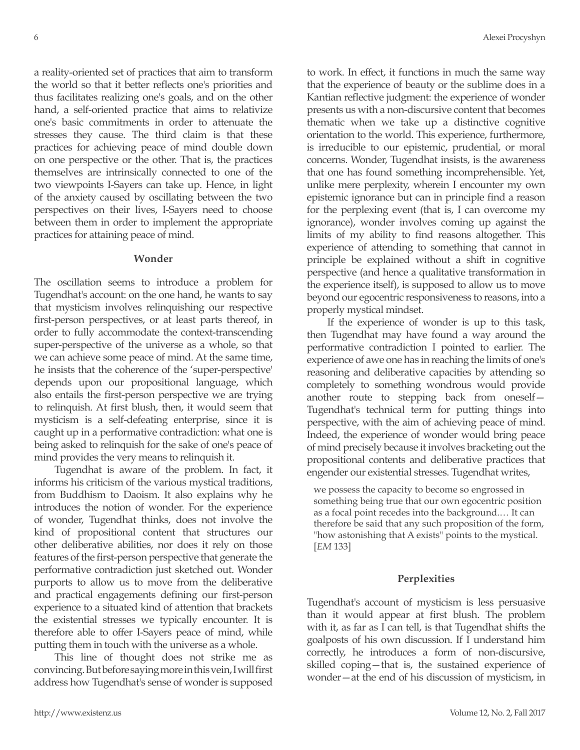a reality-oriented set of practices that aim to transform the world so that it better reflects one's priorities and thus facilitates realizing one's goals, and on the other hand, a self-oriented practice that aims to relativize one's basic commitments in order to attenuate the stresses they cause. The third claim is that these practices for achieving peace of mind double down on one perspective or the other. That is, the practices themselves are intrinsically connected to one of the two viewpoints I-Sayers can take up. Hence, in light of the anxiety caused by oscillating between the two perspectives on their lives, I-Sayers need to choose between them in order to implement the appropriate practices for attaining peace of mind.

### Wonder

The oscillation seems to introduce a problem for Tugendhat's account: on the one hand, he wants to say that mysticism involves relinquishing our respective first-person perspectives, or at least parts thereof, in order to fully accommodate the context-transcending super-perspective of the universe as a whole, so that we can achieve some peace of mind. At the same time, he insists that the coherence of the 'super-perspective' depends upon our propositional language, which also entails the first-person perspective we are trying to relinquish. At first blush, then, it would seem that mysticism is a self-defeating enterprise, since it is caught up in a performative contradiction: what one is being asked to relinquish for the sake of one's peace of mind provides the very means to relinquish it.

Tugendhat is aware of the problem. In fact, it informs his criticism of the various mystical traditions, from Buddhism to Daoism. It also explains why he introduces the notion of wonder. For the experience of wonder, Tugendhat thinks, does not involve the kind of propositional content that structures our other deliberative abilities, nor does it rely on those features of the first-person perspective that generate the performative contradiction just sketched out. Wonder purports to allow us to move from the deliberative and practical engagements defining our first-person experience to a situated kind of attention that brackets the existential stresses we typically encounter. It is therefore able to offer I-Sayers peace of mind, while putting them in touch with the universe as a whole.

This line of thought does not strike me as convincing. But before saying more in this vein, I will first address how Tugendhat's sense of wonder is supposed to work. In effect, it functions in much the same way that the experience of beauty or the sublime does in a Kantian reflective judgment: the experience of wonder presents us with a non-discursive content that becomes thematic when we take up a distinctive cognitive orientation to the world. This experience, furthermore, is irreducible to our epistemic, prudential, or moral concerns. Wonder, Tugendhat insists, is the awareness that one has found something incomprehensible. Yet, unlike mere perplexity, wherein I encounter my own epistemic ignorance but can in principle find a reason for the perplexing event (that is, I can overcome my ignorance), wonder involves coming up against the limits of my ability to find reasons altogether. This experience of attending to something that cannot in principle be explained without a shift in cognitive perspective (and hence a qualitative transformation in the experience itself), is supposed to allow us to move beyond our egocentric responsiveness to reasons, into a properly mystical mindset.

If the experience of wonder is up to this task, then Tugendhat may have found a way around the performative contradiction I pointed to earlier. The experience of awe one has in reaching the limits of one's reasoning and deliberative capacities by attending so completely to something wondrous would provide another route to stepping back from oneself—Tugendhat's technical term for putting things into perspective, with the aim of achieving peace of mind. Indeed, the experience of wonder would bring peace of mind precisely because it involves bracketing out the propositional contents and deliberative practices that engender our existential stresses. Tugendhat writes,

> we possess the capacity to become so engrossed in something being true that our own egocentric position as a focal point recedes into the background.… It can therefore be said that any such proposition of the form, "how astonishing that A exists" points to the mystical. [*EM* 133]

### Perplexities

Tugendhat's account of mysticism is less persuasive than it would appear at first blush. The problem with it, as far as I can tell, is that Tugendhat shifts the goalposts of his own discussion. If I understand him correctly, he introduces a form of non-discursive, skilled coping—that is, the sustained experience of wonder—at the end of his discussion of mysticism, in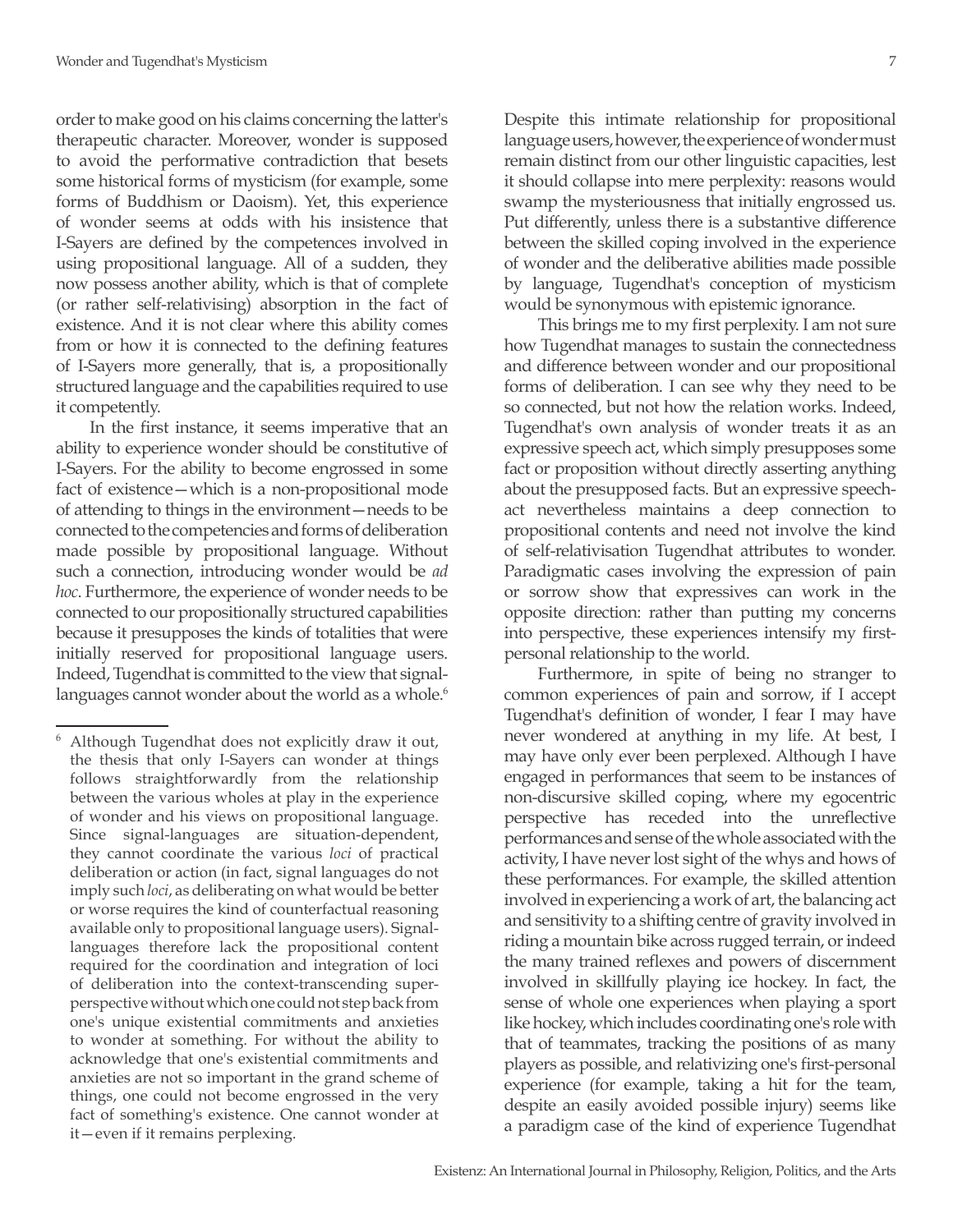order to make good on his claims concerning the latter's therapeutic character. Moreover, wonder is supposed to avoid the performative contradiction that besets some historical forms of mysticism (for example, some forms of Buddhism or Daoism). Yet, this experience of wonder seems at odds with his insistence that I-Sayers are defined by the competences involved in using propositional language. All of a sudden, they now possess another ability, which is that of complete (or rather self-relativising) absorption in the fact of existence. And it is not clear where this ability comes from or how it is connected to the defining features of I-Sayers more generally, that is, a propositionally structured language and the capabilities required to use it competently.

In the first instance, it seems imperative that an ability to experience wonder should be constitutive of I-Sayers. For the ability to become engrossed in some fact of existence—which is a non-propositional mode of attending to things in the environment—needs to be connected to the competencies and forms of deliberation made possible by propositional language. Without such a connection, introducing wonder would be *ad hoc*. Furthermore, the experience of wonder needs to be connected to our propositionally structured capabilities because it presupposes the kinds of totalities that were initially reserved for propositional language users. Indeed, Tugendhat is committed to the view that signal-languages cannot wonder about the world as a whole.[6]

Despite this intimate relationship for propositional language users, however, the experience of wonder must remain distinct from our other linguistic capacities, lest it should collapse into mere perplexity: reasons would swamp the mysteriousness that initially engrossed us. Put differently, unless there is a substantive difference between the skilled coping involved in the experience of wonder and the deliberative abilities made possible by language, Tugendhat's conception of mysticism would be synonymous with epistemic ignorance.

This brings me to my first perplexity. I am not sure how Tugendhat manages to sustain the connectedness and difference between wonder and our propositional forms of deliberation. I can see why they need to be so connected, but not how the relation works. Indeed, Tugendhat's own analysis of wonder treats it as an expressive speech act, which simply presupposes some fact or proposition without directly asserting anything about the presupposed facts. But an expressive speech-act nevertheless maintains a deep connection to propositional contents and need not involve the kind of self-relativisation Tugendhat attributes to wonder. Paradigmatic cases involving the expression of pain or sorrow show that expressives can work in the opposite direction: rather than putting my concerns into perspective, these experiences intensify my first-personal relationship to the world.

Furthermore, in spite of being no stranger to common experiences of pain and sorrow, if I accept Tugendhat's definition of wonder, I fear I may have never wondered at anything in my life. At best, I may have only ever been perplexed. Although I have engaged in performances that seem to be instances of non-discursive skilled coping, where my egocentric perspective has receded into the unreflective performances and sense of the whole associated with the activity, I have never lost sight of the whys and hows of these performances. For example, the skilled attention involved in experiencing a work of art, the balancing act and sensitivity to a shifting centre of gravity involved in riding a mountain bike across rugged terrain, or indeed the many trained reflexes and powers of discernment involved in skillfully playing ice hockey. In fact, the sense of whole one experiences when playing a sport like hockey, which includes coordinating one's role with that of teammates, tracking the positions of as many players as possible, and relativizing one's first-personal experience (for example, taking a hit for the team, despite an easily avoided possible injury) seems like a paradigm case of the kind of experience Tugendhat

---

[6] Although Tugendhat does not explicitly draw it out, the thesis that only I-Sayers can wonder at things follows straightforwardly from the relationship between the various wholes at play in the experience of wonder and his views on propositional language. Since signal-languages are situation-dependent, they cannot coordinate the various *loci* of practical deliberation or action (in fact, signal languages do not imply such *loci*, as deliberating on what would be better or worse requires the kind of counterfactual reasoning available only to propositional language users). Signal-languages therefore lack the propositional content required for the coordination and integration of loci of deliberation into the context-transcending super-perspective without which one could not step back from one's unique existential commitments and anxieties to wonder at something. For without the ability to acknowledge that one's existential commitments and anxieties are not so important in the grand scheme of things, one could not become engrossed in the very fact of something's existence. One cannot wonder at it—even if it remains perplexing.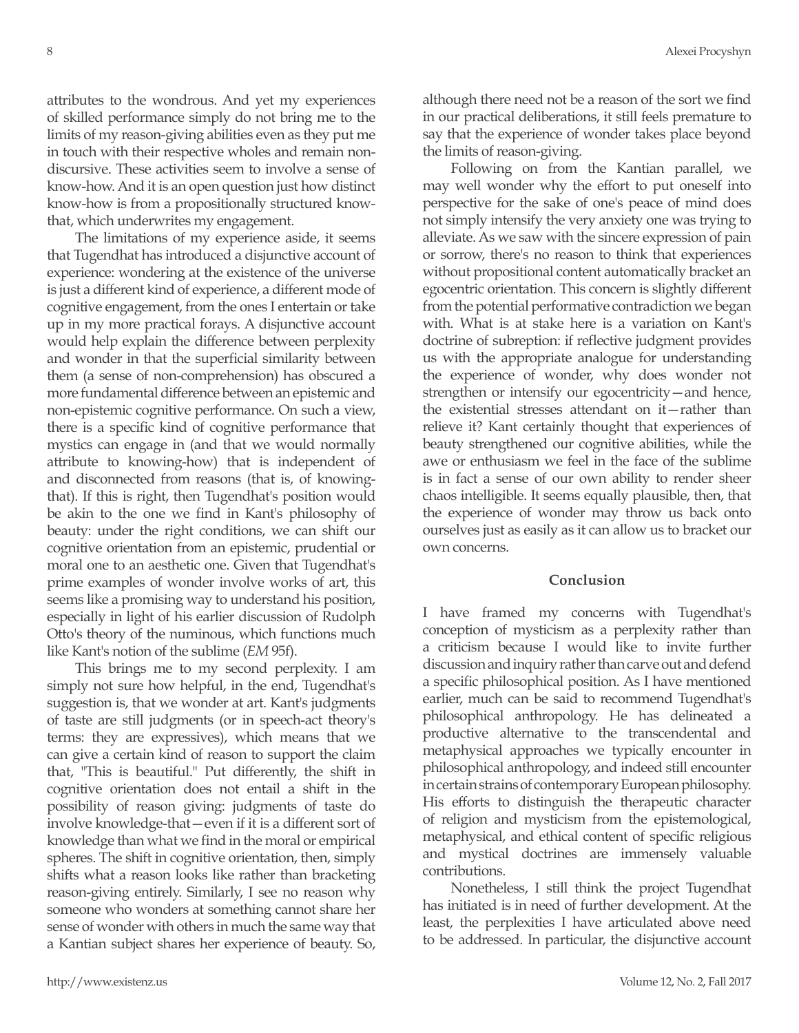attributes to the wondrous. And yet my experiences of skilled performance simply do not bring me to the limits of my reason-giving abilities even as they put me in touch with their respective wholes and remain non-discursive. These activities seem to involve a sense of know-how. And it is an open question just how distinct know-how is from a propositionally structured know-that, which underwrites my engagement.

The limitations of my experience aside, it seems that Tugendhat has introduced a disjunctive account of experience: wondering at the existence of the universe is just a different kind of experience, a different mode of cognitive engagement, from the ones I entertain or take up in my more practical forays. A disjunctive account would help explain the difference between perplexity and wonder in that the superficial similarity between them (a sense of non-comprehension) has obscured a more fundamental difference between an epistemic and non-epistemic cognitive performance. On such a view, there is a specific kind of cognitive performance that mystics can engage in (and that we would normally attribute to knowing-how) that is independent of and disconnected from reasons (that is, of knowing-that). If this is right, then Tugendhat's position would be akin to the one we find in Kant's philosophy of beauty: under the right conditions, we can shift our cognitive orientation from an epistemic, prudential or moral one to an aesthetic one. Given that Tugendhat's prime examples of wonder involve works of art, this seems like a promising way to understand his position, especially in light of his earlier discussion of Rudolph Otto's theory of the numinous, which functions much like Kant's notion of the sublime (*EM* 95f).

This brings me to my second perplexity. I am simply not sure how helpful, in the end, Tugendhat's suggestion is, that we wonder at art. Kant's judgments of taste are still judgments (or in speech-act theory's terms: they are expressives), which means that we can give a certain kind of reason to support the claim that, "This is beautiful." Put differently, the shift in cognitive orientation does not entail a shift in the possibility of reason giving: judgments of taste do involve knowledge-that—even if it is a different sort of knowledge than what we find in the moral or empirical spheres. The shift in cognitive orientation, then, simply shifts what a reason looks like rather than bracketing reason-giving entirely. Similarly, I see no reason why someone who wonders at something cannot share her sense of wonder with others in much the same way that a Kantian subject shares her experience of beauty. So, although there need not be a reason of the sort we find in our practical deliberations, it still feels premature to say that the experience of wonder takes place beyond the limits of reason-giving.

Following on from the Kantian parallel, we may well wonder why the effort to put oneself into perspective for the sake of one's peace of mind does not simply intensify the very anxiety one was trying to alleviate. As we saw with the sincere expression of pain or sorrow, there's no reason to think that experiences without propositional content automatically bracket an egocentric orientation. This concern is slightly different from the potential performative contradiction we began with. What is at stake here is a variation on Kant's doctrine of subreption: if reflective judgment provides us with the appropriate analogue for understanding the experience of wonder, why does wonder not strengthen or intensify our egocentricity—and hence, the existential stresses attendant on it—rather than relieve it? Kant certainly thought that experiences of beauty strengthened our cognitive abilities, while the awe or enthusiasm we feel in the face of the sublime is in fact a sense of our own ability to render sheer chaos intelligible. It seems equally plausible, then, that the experience of wonder may throw us back onto ourselves just as easily as it can allow us to bracket our own concerns.

## Conclusion

I have framed my concerns with Tugendhat's conception of mysticism as a perplexity rather than a criticism because I would like to invite further discussion and inquiry rather than carve out and defend a specific philosophical position. As I have mentioned earlier, much can be said to recommend Tugendhat's philosophical anthropology. He has delineated a productive alternative to the transcendental and metaphysical approaches we typically encounter in philosophical anthropology, and indeed still encounter in certain strains of contemporary European philosophy. His efforts to distinguish the therapeutic character of religion and mysticism from the epistemological, metaphysical, and ethical content of specific religious and mystical doctrines are immensely valuable contributions.

Nonetheless, I still think the project Tugendhat has initiated is in need of further development. At the least, the perplexities I have articulated above need to be addressed. In particular, the disjunctive account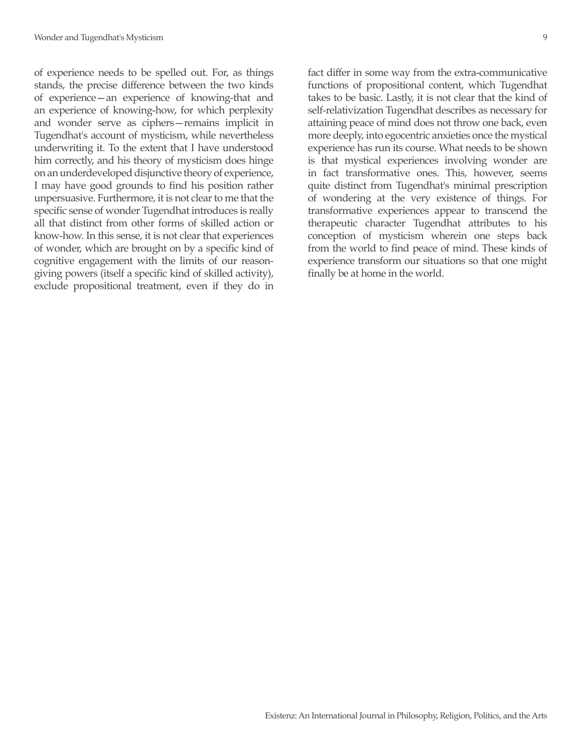of experience needs to be spelled out. For, as things stands, the precise difference between the two kinds of experience—an experience of knowing-that and an experience of knowing-how, for which perplexity and wonder serve as ciphers—remains implicit in Tugendhat's account of mysticism, while nevertheless underwriting it. To the extent that I have understood him correctly, and his theory of mysticism does hinge on an underdeveloped disjunctive theory of experience, I may have good grounds to find his position rather unpersuasive. Furthermore, it is not clear to me that the specific sense of wonder Tugendhat introduces is really all that distinct from other forms of skilled action or know-how. In this sense, it is not clear that experiences of wonder, which are brought on by a specific kind of cognitive engagement with the limits of our reason-giving powers (itself a specific kind of skilled activity), exclude propositional treatment, even if they do in fact differ in some way from the extra-communicative functions of propositional content, which Tugendhat takes to be basic. Lastly, it is not clear that the kind of self-relativization Tugendhat describes as necessary for attaining peace of mind does not throw one back, even more deeply, into egocentric anxieties once the mystical experience has run its course. What needs to be shown is that mystical experiences involving wonder are in fact transformative ones. This, however, seems quite distinct from Tugendhat's minimal prescription of wondering at the very existence of things. For transformative experiences appear to transcend the therapeutic character Tugendhat attributes to his conception of mysticism wherein one steps back from the world to find peace of mind. These kinds of experience transform our situations so that one might finally be at home in the world.